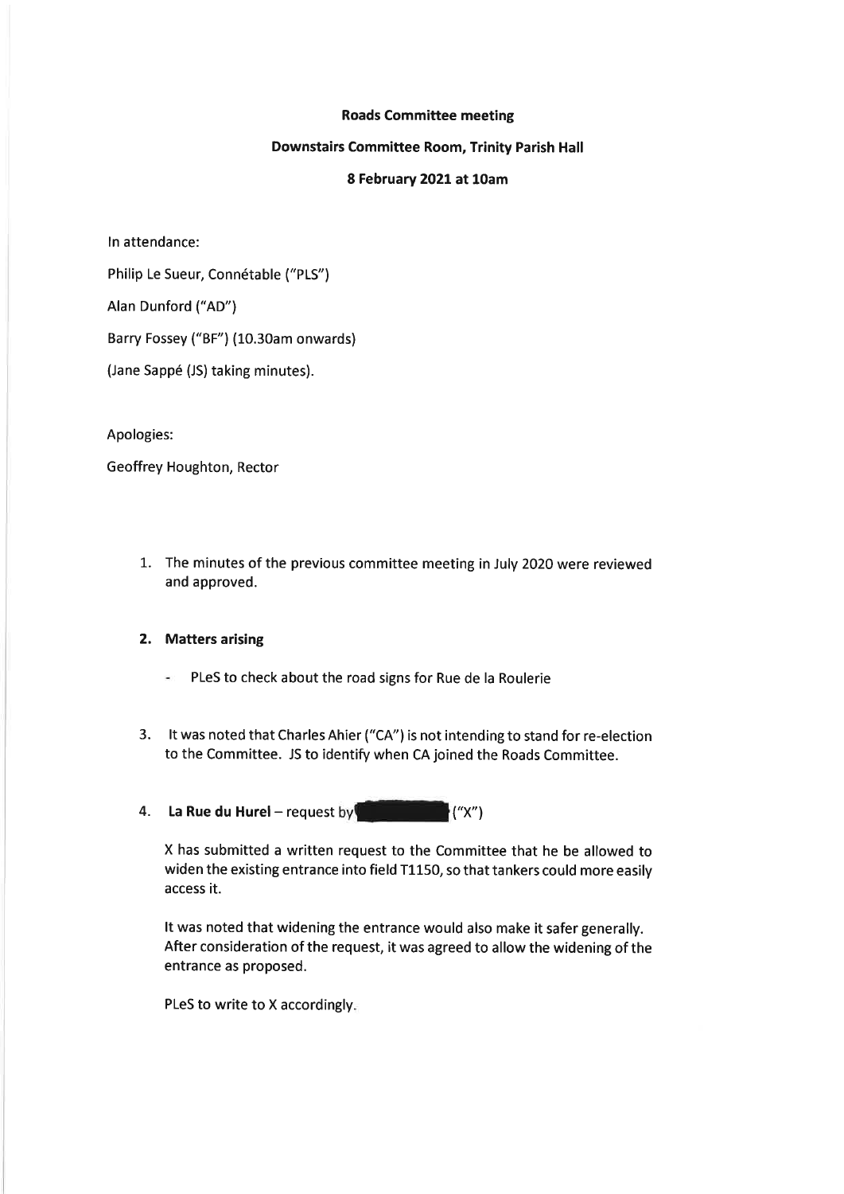**Roads Committee meeting**

**Downstairs Committee Room, Trinity Parish Hall**

**8 February 2021 at 10am**

In attendance:

Philip Le Sueur, Connétable ("PLS")

Alan Dunford ("AD")

Barry Fossey ("BF") (10.30am onwards)

(Jane Sappé (JS) taking minutes).

Apologies:

Geoffrey Houghton, Rector

1. The minutes of the previous committee meeting in July 2020 were reviewed and approved.

2. **Matters arising**

   - PLeS to check about the road signs for Rue de la Roulerie

3. It was noted that Charles Ahier ("CA") is not intending to stand for re-election to the Committee. JS to identify when CA joined the Roads Committee.

4. **La Rue du Hurel** – request by [redacted] ("X")

   X has submitted a written request to the Committee that he be allowed to widen the existing entrance into field T1150, so that tankers could more easily access it.

   It was noted that widening the entrance would also make it safer generally. After consideration of the request, it was agreed to allow the widening of the entrance as proposed.

   PLeS to write to X accordingly.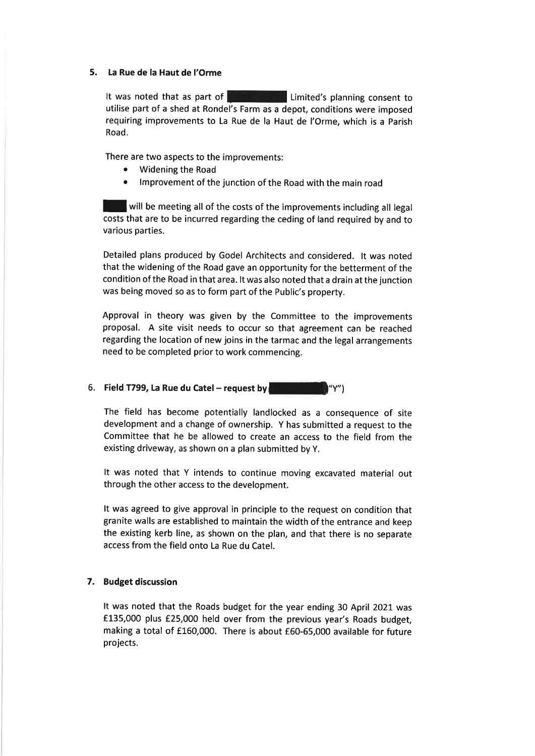## 5. La Rue de la Haut de l'Orme

It was noted that as part of ████████ Limited's planning consent to utilise part of a shed at Rondel's Farm as a depot, conditions were imposed requiring improvements to La Rue de la Haut de l'Orme, which is a Parish Road.

There are two aspects to the improvements:

- Widening the Road
- Improvement of the junction of the Road with the main road

████ will be meeting all of the costs of the improvements including all legal costs that are to be incurred regarding the ceding of land required by and to various parties.

Detailed plans produced by Godel Architects and considered. It was noted that the widening of the Road gave an opportunity for the betterment of the condition of the Road in that area. It was also noted that a drain at the junction was being moved so as to form part of the Public's property.

Approval in theory was given by the Committee to the improvements proposal. A site visit needs to occur so that agreement can be reached regarding the location of new joins in the tarmac and the legal arrangements need to be completed prior to work commencing.

## 6. Field T799, La Rue du Catel – request by ████████ "Y")

The field has become potentially landlocked as a consequence of site development and a change of ownership. Y has submitted a request to the Committee that he be allowed to create an access to the field from the existing driveway, as shown on a plan submitted by Y.

It was noted that Y intends to continue moving excavated material out through the other access to the development.

It was agreed to give approval in principle to the request on condition that granite walls are established to maintain the width of the entrance and keep the existing kerb line, as shown on the plan, and that there is no separate access from the field onto La Rue du Catel.

## 7. Budget discussion

It was noted that the Roads budget for the year ending 30 April 2021 was £135,000 plus £25,000 held over from the previous year's Roads budget, making a total of £160,000. There is about £60-65,000 available for future projects.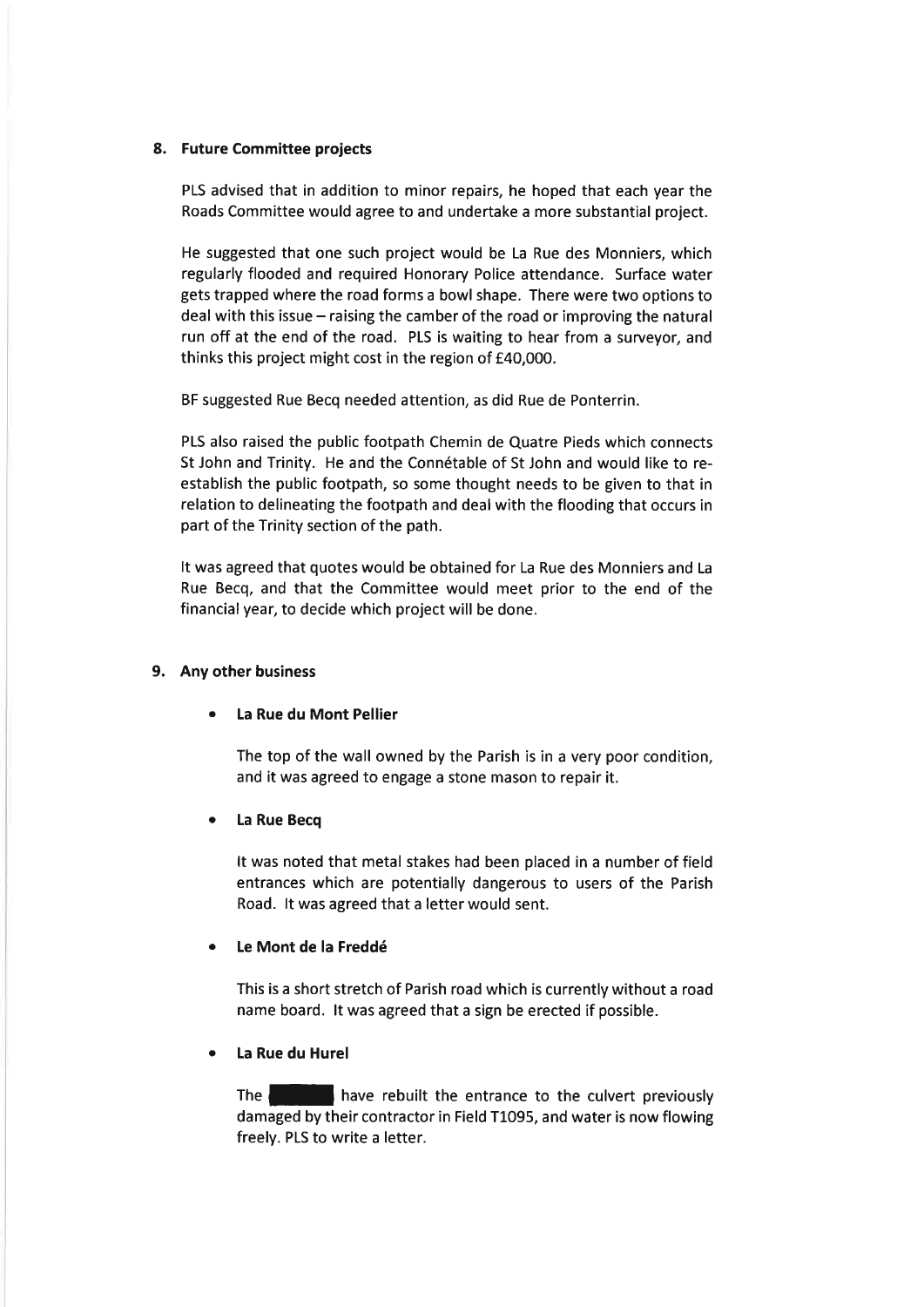## 8. Future Committee projects

PLS advised that in addition to minor repairs, he hoped that each year the Roads Committee would agree to and undertake a more substantial project.

He suggested that one such project would be La Rue des Monniers, which regularly flooded and required Honorary Police attendance. Surface water gets trapped where the road forms a bowl shape. There were two options to deal with this issue – raising the camber of the road or improving the natural run off at the end of the road. PLS is waiting to hear from a surveyor, and thinks this project might cost in the region of £40,000.

BF suggested Rue Becq needed attention, as did Rue de Ponterrin.

PLS also raised the public footpath Chemin de Quatre Pieds which connects St John and Trinity. He and the Connétable of St John and would like to re-establish the public footpath, so some thought needs to be given to that in relation to delineating the footpath and deal with the flooding that occurs in part of the Trinity section of the path.

It was agreed that quotes would be obtained for La Rue des Monniers and La Rue Becq, and that the Committee would meet prior to the end of the financial year, to decide which project will be done.

## 9. Any other business

- **La Rue du Mont Pellier**

  The top of the wall owned by the Parish is in a very poor condition, and it was agreed to engage a stone mason to repair it.

- **La Rue Becq**

  It was noted that metal stakes had been placed in a number of field entrances which are potentially dangerous to users of the Parish Road. It was agreed that a letter would sent.

- **Le Mont de la Freddé**

  This is a short stretch of Parish road which is currently without a road name board. It was agreed that a sign be erected if possible.

- **La Rue du Hurel**

  The [REDACTED] have rebuilt the entrance to the culvert previously damaged by their contractor in Field T1095, and water is now flowing freely. PLS to write a letter.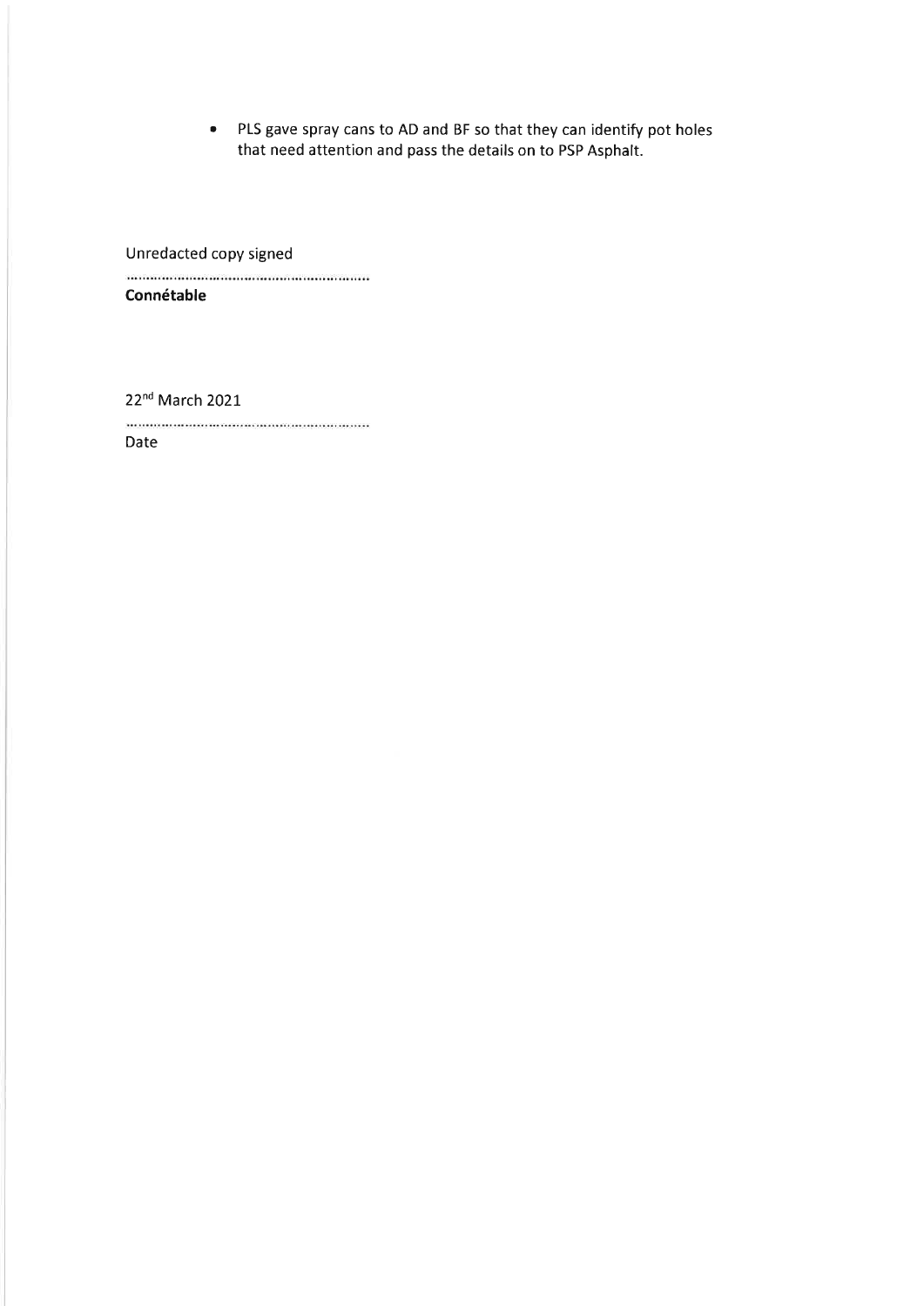- PLS gave spray cans to AD and BF so that they can identify pot holes that need attention and pass the details on to PSP Asphalt.

Unredacted copy signed

..............................................................

**Connétable**

22nd March 2021

..............................................................

Date